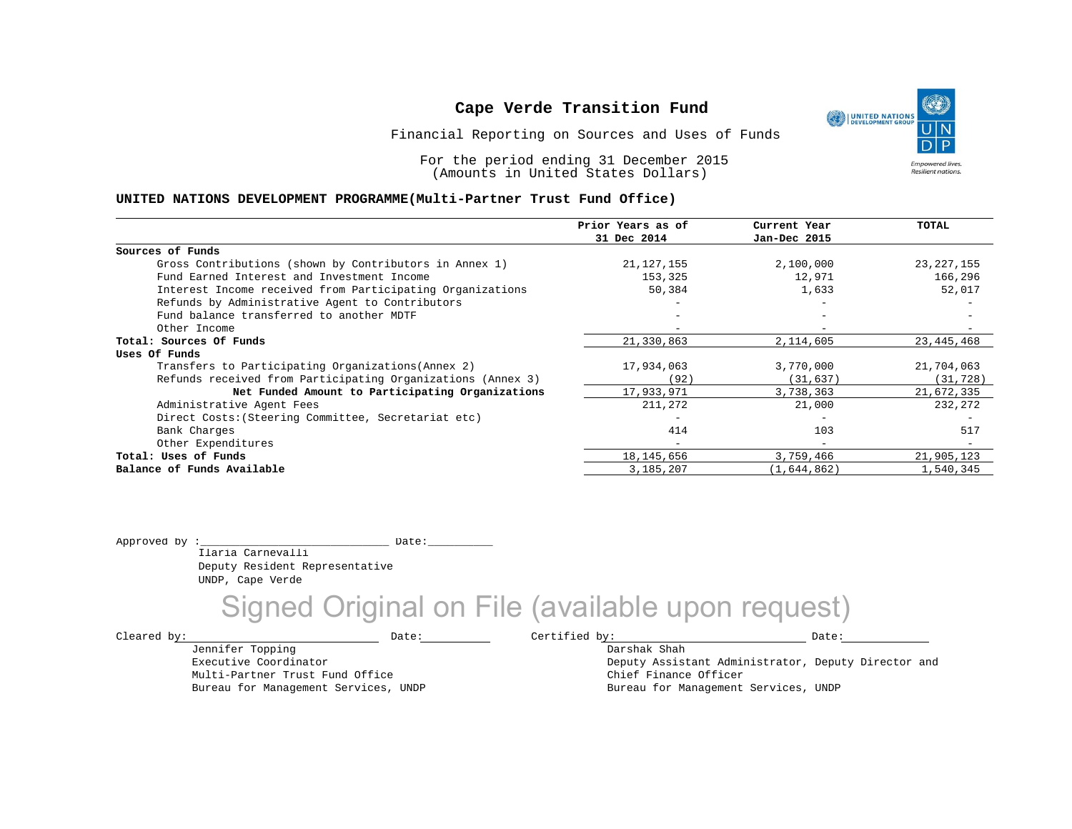# Cape Verde Transition Fund

Financial Reporting on Sources and Uses of Funds

For the period ending 31 December 2015
(Amounts in United States Dollars)

## UNITED NATIONS DEVELOPMENT PROGRAMME(Multi-Partner Trust Fund Office)

| | Prior Years as of 31 Dec 2014 | Current Year Jan-Dec 2015 | TOTAL |
|---|---|---|---|
| **Sources of Funds** | | | |
| Gross Contributions (shown by Contributors in Annex 1) | 21,127,155 | 2,100,000 | 23,227,155 |
| Fund Earned Interest and Investment Income | 153,325 | 12,971 | 166,296 |
| Interest Income received from Participating Organizations | 50,384 | 1,633 | 52,017 |
| Refunds by Administrative Agent to Contributors | - | - | - |
| Fund balance transferred to another MDTF | - | - | - |
| Other Income | - | - | - |
| **Total: Sources Of Funds** | 21,330,863 | 2,114,605 | 23,445,468 |
| **Uses Of Funds** | | | |
| Transfers to Participating Organizations(Annex 2) | 17,934,063 | 3,770,000 | 21,704,063 |
| Refunds received from Participating Organizations (Annex 3) | (92) | (31,637) | (31,728) |
| **Net Funded Amount to Participating Organizations** | 17,933,971 | 3,738,363 | 21,672,335 |
| Administrative Agent Fees | 211,272 | 21,000 | 232,272 |
| Direct Costs:(Steering Committee, Secretariat etc) | - | - | - |
| Bank Charges | 414 | 103 | 517 |
| Other Expenditures | - | - | - |
| **Total: Uses of Funds** | 18,145,656 | 3,759,466 | 21,905,123 |
| **Balance of Funds Available** | 3,185,207 | (1,644,862) | 1,540,345 |

Approved by :\_\_\_\_\_\_\_\_\_\_\_\_\_\_\_\_\_\_\_\_\_\_\_\_\_\_\_\_\_\_ Date:\_\_\_\_\_\_\_\_\_\_
Ilaria Carnevalli
Deputy Resident Representative
UNDP, Cape Verde

Signed Original on File (available upon request)

Cleared by:\_\_\_\_\_\_\_\_\_\_\_\_\_\_\_\_\_\_\_\_\_\_\_\_\_\_\_\_\_\_ Date:\_\_\_\_\_\_\_\_\_\_
Jennifer Topping
Executive Coordinator
Multi-Partner Trust Fund Office
Bureau for Management Services, UNDP

Certified by:\_\_\_\_\_\_\_\_\_\_\_\_\_\_\_\_\_\_\_\_\_\_\_\_\_\_\_\_\_\_ Date:\_\_\_\_\_\_\_\_\_\_
Darshak Shah
Deputy Assistant Administrator, Deputy Director and
Chief Finance Officer
Bureau for Management Services, UNDP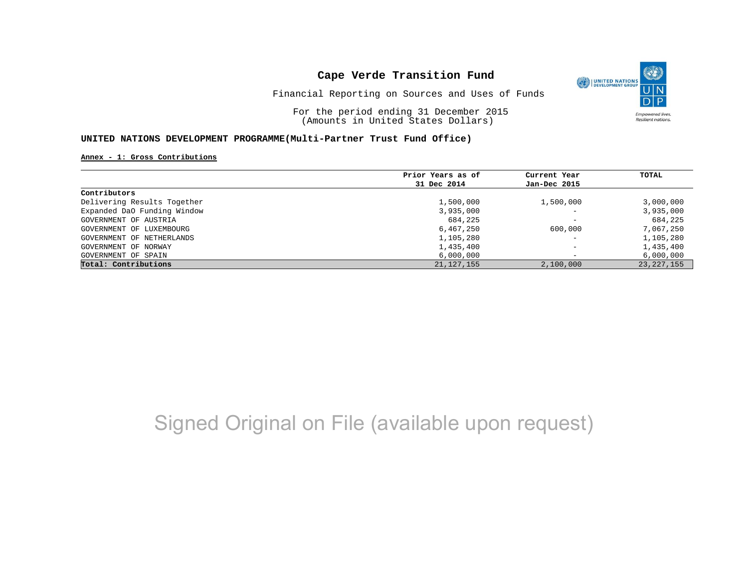# Cape Verde Transition Fund

Financial Reporting on Sources and Uses of Funds

For the period ending 31 December 2015
(Amounts in United States Dollars)

**UNITED NATIONS DEVELOPMENT PROGRAMME(Multi-Partner Trust Fund Office)**

**Annex - 1: Gross Contributions**

| | Prior Years as of 31 Dec 2014 | Current Year Jan-Dec 2015 | TOTAL |
|---|---|---|---|
| **Contributors** | | | |
| Delivering Results Together | 1,500,000 | 1,500,000 | 3,000,000 |
| Expanded DaO Funding Window | 3,935,000 | - | 3,935,000 |
| GOVERNMENT OF AUSTRIA | 684,225 | - | 684,225 |
| GOVERNMENT OF LUXEMBOURG | 6,467,250 | 600,000 | 7,067,250 |
| GOVERNMENT OF NETHERLANDS | 1,105,280 | - | 1,105,280 |
| GOVERNMENT OF NORWAY | 1,435,400 | - | 1,435,400 |
| GOVERNMENT OF SPAIN | 6,000,000 | - | 6,000,000 |
| **Total: Contributions** | 21,127,155 | 2,100,000 | 23,227,155 |

Signed Original on File (available upon request)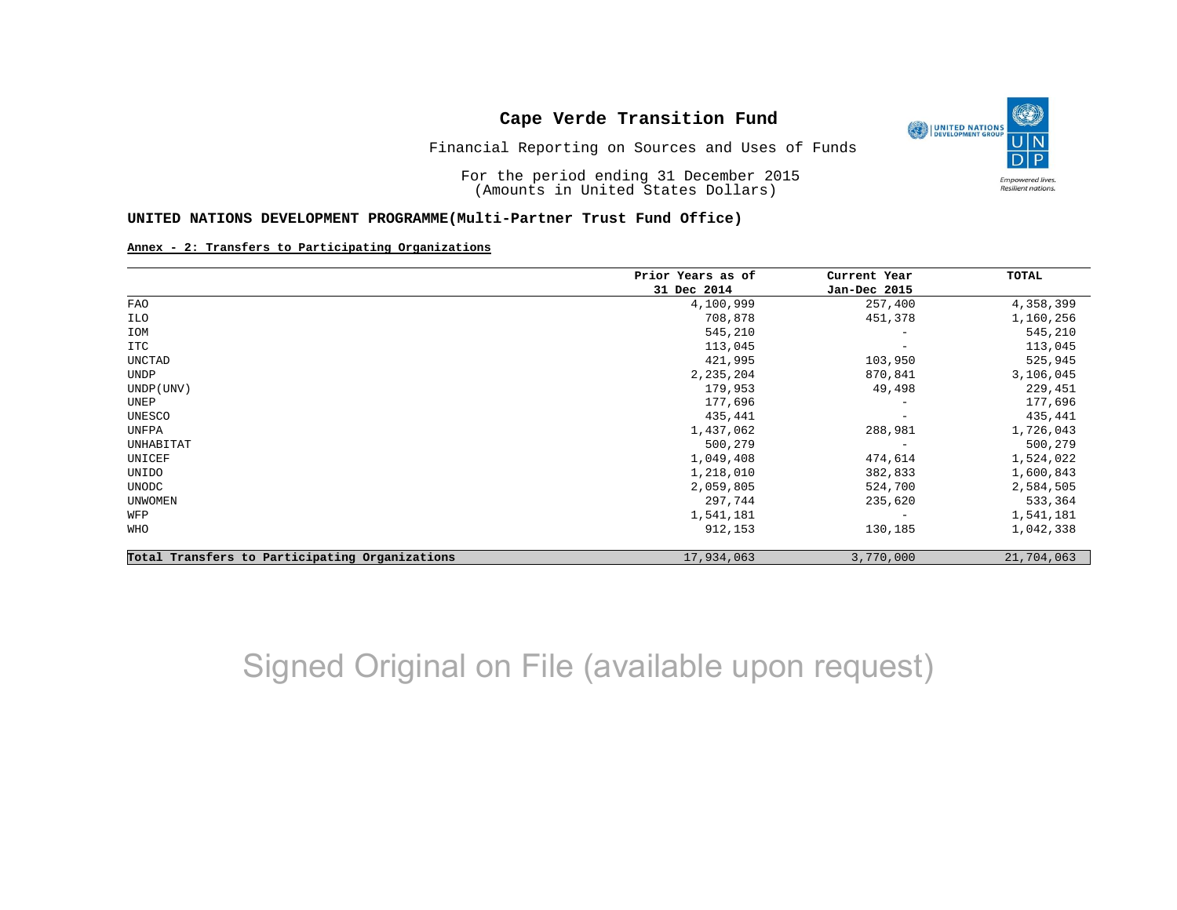# Cape Verde Transition Fund

Financial Reporting on Sources and Uses of Funds

For the period ending 31 December 2015
(Amounts in United States Dollars)

**UNITED NATIONS DEVELOPMENT PROGRAMME(Multi-Partner Trust Fund Office)**

**Annex - 2: Transfers to Participating Organizations**

| | Prior Years as of 31 Dec 2014 | Current Year Jan-Dec 2015 | TOTAL |
|---|---|---|---|
| FAO | 4,100,999 | 257,400 | 4,358,399 |
| ILO | 708,878 | 451,378 | 1,160,256 |
| IOM | 545,210 | - | 545,210 |
| ITC | 113,045 | - | 113,045 |
| UNCTAD | 421,995 | 103,950 | 525,945 |
| UNDP | 2,235,204 | 870,841 | 3,106,045 |
| UNDP(UNV) | 179,953 | 49,498 | 229,451 |
| UNEP | 177,696 | - | 177,696 |
| UNESCO | 435,441 | - | 435,441 |
| UNFPA | 1,437,062 | 288,981 | 1,726,043 |
| UNHABITAT | 500,279 | - | 500,279 |
| UNICEF | 1,049,408 | 474,614 | 1,524,022 |
| UNIDO | 1,218,010 | 382,833 | 1,600,843 |
| UNODC | 2,059,805 | 524,700 | 2,584,505 |
| UNWOMEN | 297,744 | 235,620 | 533,364 |
| WFP | 1,541,181 | - | 1,541,181 |
| WHO | 912,153 | 130,185 | 1,042,338 |
| **Total Transfers to Participating Organizations** | 17,934,063 | 3,770,000 | 21,704,063 |

Signed Original on File (available upon request)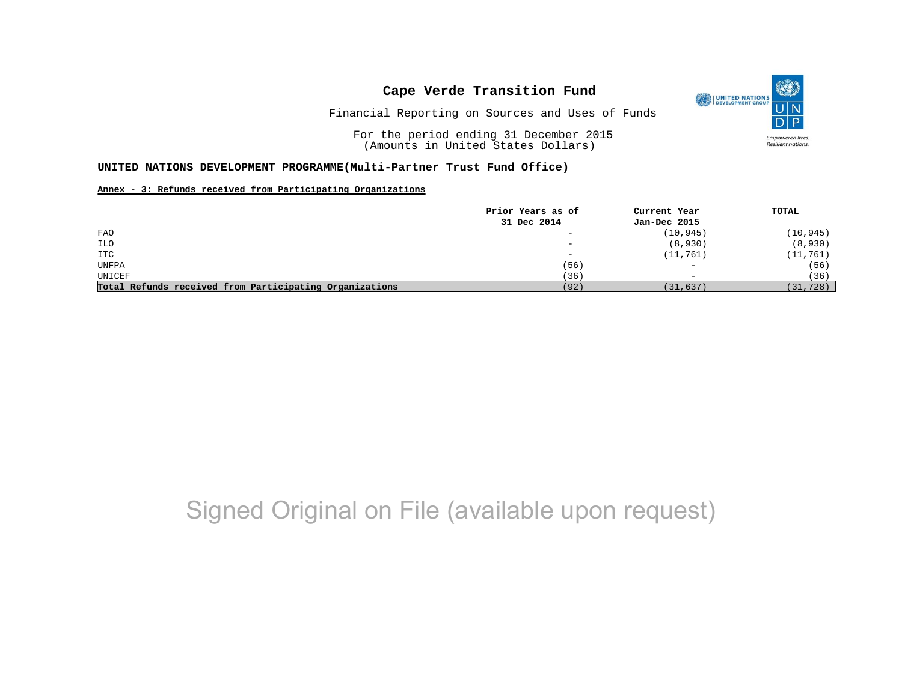# Cape Verde Transition Fund

Financial Reporting on Sources and Uses of Funds

For the period ending 31 December 2015
(Amounts in United States Dollars)

**UNITED NATIONS DEVELOPMENT PROGRAMME(Multi-Partner Trust Fund Office)**

**Annex - 3: Refunds received from Participating Organizations**

| | Prior Years as of 31 Dec 2014 | Current Year Jan-Dec 2015 | TOTAL |
|---|---|---|---|
| FAO | - | (10,945) | (10,945) |
| ILO | - | (8,930) | (8,930) |
| ITC | - | (11,761) | (11,761) |
| UNFPA | (56) | - | (56) |
| UNICEF | (36) | - | (36) |
| **Total Refunds received from Participating Organizations** | (92) | (31,637) | (31,728) |

Signed Original on File (available upon request)